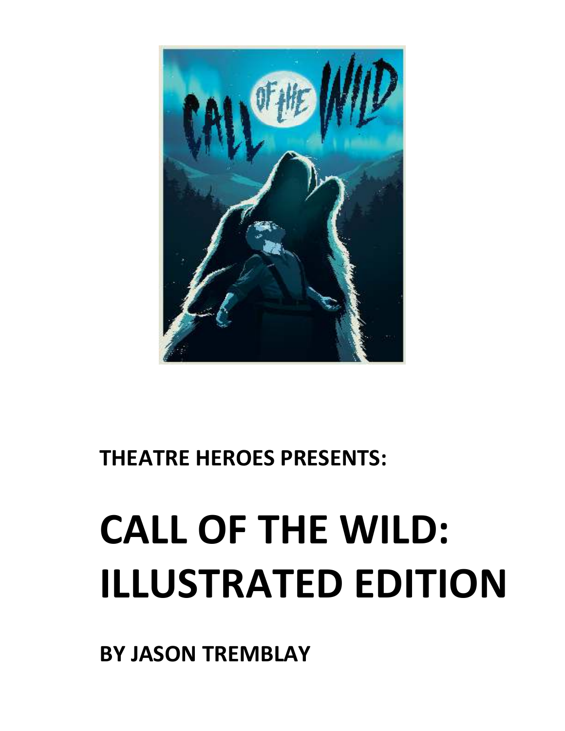**THEATRE HEROES PRESENTS:**

# CALL OF THE WILD: ILLUSTRATED EDITION

**BY JASON TREMBLAY**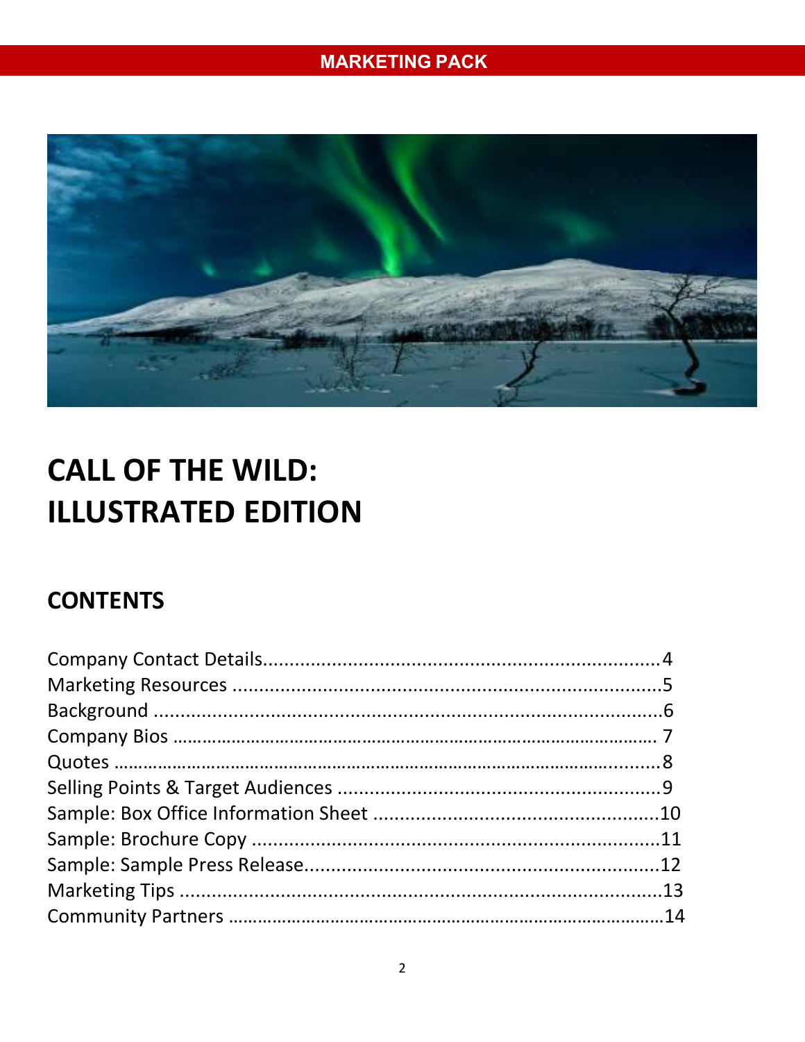MARKETING PACK

# CALL OF THE WILD: ILLUSTRATED EDITION

## CONTENTS

Company Contact Details........................................................................4
Marketing Resources ................................................................................5
Background ...............................................................................................6
Company Bios ………………………………………………………………………………………… 7
Quotes ……………………………………………………………………………………………..........8
Selling Points & Target Audiences ............................................................9
Sample: Box Office Information Sheet .....................................................10
Sample: Brochure Copy ............................................................................11
Sample: Sample Press Release..................................................................12
Marketing Tips ..........................................................................................13
Community Partners ……………………………………………………………………………14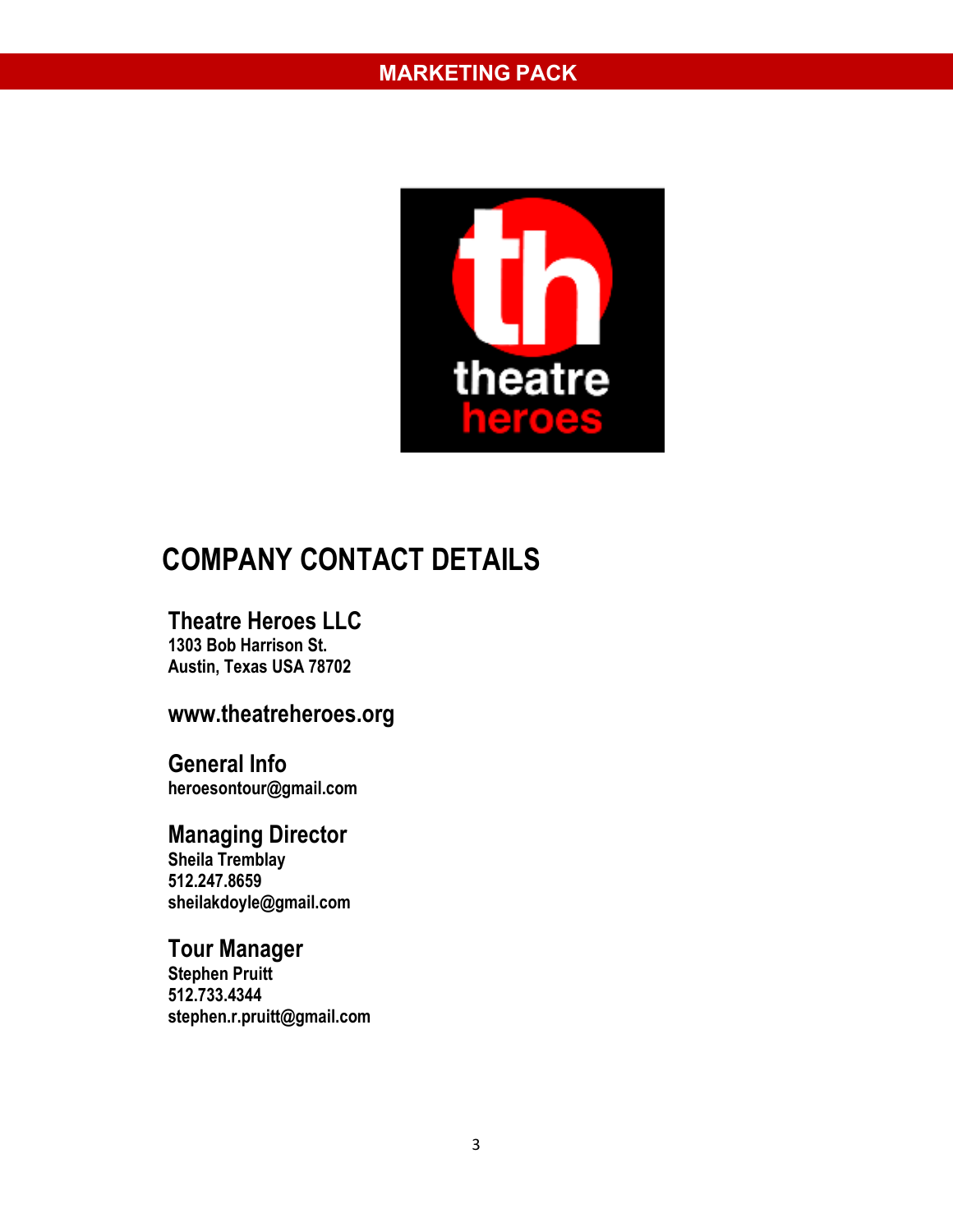# COMPANY CONTACT DETAILS

**Theatre Heroes LLC**
1303 Bob Harrison St.
Austin, Texas USA 78702

**www.theatreheroes.org**

**General Info**
heroesontour@gmail.com

**Managing Director**
Sheila Tremblay
512.247.8659
sheilakdoyle@gmail.com

**Tour Manager**
Stephen Pruitt
512.733.4344
stephen.r.pruitt@gmail.com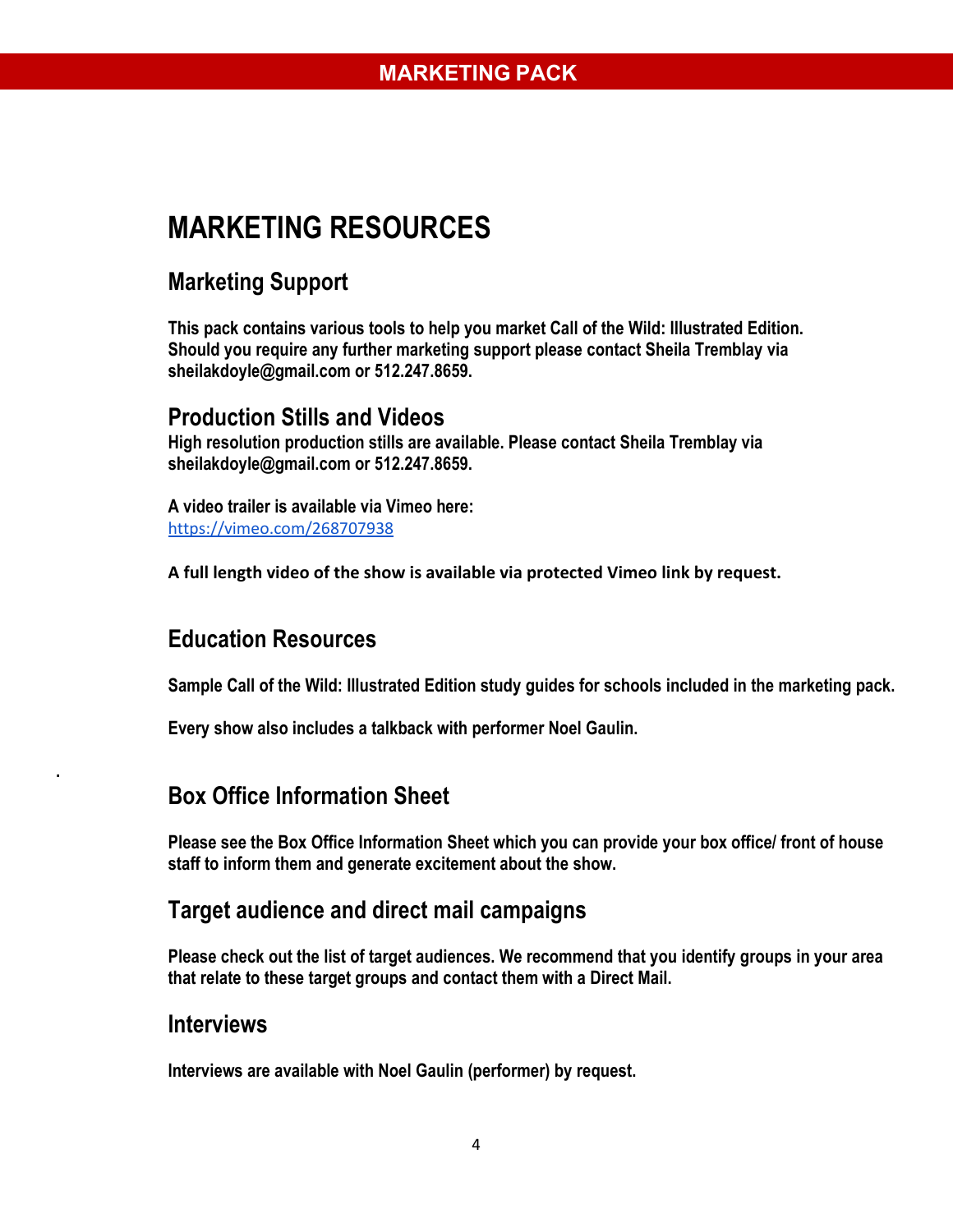# MARKETING RESOURCES

## Marketing Support

**This pack contains various tools to help you market Call of the Wild: Illustrated Edition. Should you require any further marketing support please contact Sheila Tremblay via sheilakdoyle@gmail.com or 512.247.8659.**

## Production Stills and Videos

**High resolution production stills are available. Please contact Sheila Tremblay via sheilakdoyle@gmail.com or 512.247.8659.**

**A video trailer is available via Vimeo here:**
https://vimeo.com/268707938

**A full length video of the show is available via protected Vimeo link by request.**

## Education Resources

**Sample Call of the Wild: Illustrated Edition study guides for schools included in the marketing pack.**

**Every show also includes a talkback with performer Noel Gaulin.**

## Box Office Information Sheet

**Please see the Box Office Information Sheet which you can provide your box office/ front of house staff to inform them and generate excitement about the show.**

## Target audience and direct mail campaigns

**Please check out the list of target audiences. We recommend that you identify groups in your area that relate to these target groups and contact them with a Direct Mail.**

## Interviews

**Interviews are available with Noel Gaulin (performer) by request.**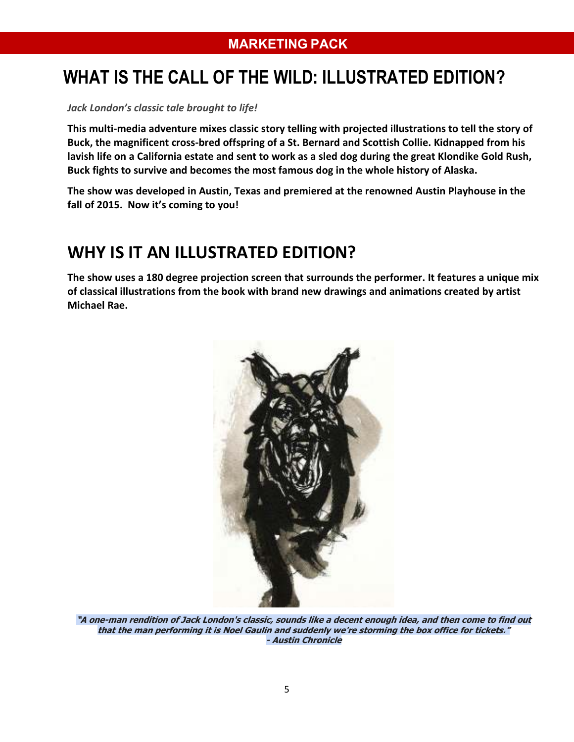## MARKETING PACK

# WHAT IS THE CALL OF THE WILD: ILLUSTRATED EDITION?

***Jack London's classic tale brought to life!***

**This multi-media adventure mixes classic story telling with projected illustrations to tell the story of Buck, the magnificent cross-bred offspring of a St. Bernard and Scottish Collie. Kidnapped from his lavish life on a California estate and sent to work as a sled dog during the great Klondike Gold Rush, Buck fights to survive and becomes the most famous dog in the whole history of Alaska.**

**The show was developed in Austin, Texas and premiered at the renowned Austin Playhouse in the fall of 2015. Now it's coming to you!**

# WHY IS IT AN ILLUSTRATED EDITION?

**The show uses a 180 degree projection screen that surrounds the performer. It features a unique mix of classical illustrations from the book with brand new drawings and animations created by artist Michael Rae.**

***"A one-man rendition of Jack London's classic, sounds like a decent enough idea, and then come to find out that the man performing it is Noel Gaulin and suddenly we're storming the box office for tickets."***
***- Austin Chronicle***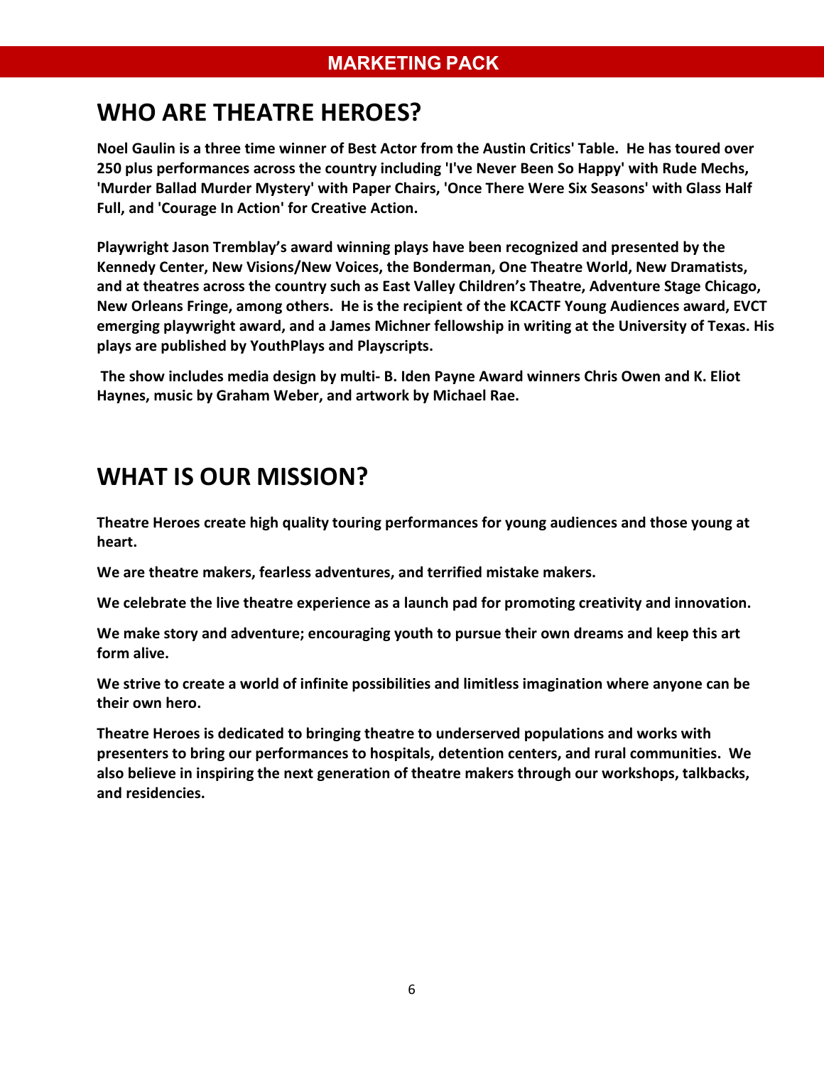**MARKETING PACK**

# WHO ARE THEATRE HEROES?

**Noel Gaulin is a three time winner of Best Actor from the Austin Critics' Table. He has toured over 250 plus performances across the country including 'I've Never Been So Happy' with Rude Mechs, 'Murder Ballad Murder Mystery' with Paper Chairs, 'Once There Were Six Seasons' with Glass Half Full, and 'Courage In Action' for Creative Action.**

**Playwright Jason Tremblay's award winning plays have been recognized and presented by the Kennedy Center, New Visions/New Voices, the Bonderman, One Theatre World, New Dramatists, and at theatres across the country such as East Valley Children's Theatre, Adventure Stage Chicago, New Orleans Fringe, among others. He is the recipient of the KCACTF Young Audiences award, EVCT emerging playwright award, and a James Michner fellowship in writing at the University of Texas. His plays are published by YouthPlays and Playscripts.**

**The show includes media design by multi- B. Iden Payne Award winners Chris Owen and K. Eliot Haynes, music by Graham Weber, and artwork by Michael Rae.**

# WHAT IS OUR MISSION?

**Theatre Heroes create high quality touring performances for young audiences and those young at heart.**

**We are theatre makers, fearless adventures, and terrified mistake makers.**

**We celebrate the live theatre experience as a launch pad for promoting creativity and innovation.**

**We make story and adventure; encouraging youth to pursue their own dreams and keep this art form alive.**

**We strive to create a world of infinite possibilities and limitless imagination where anyone can be their own hero.**

**Theatre Heroes is dedicated to bringing theatre to underserved populations and works with presenters to bring our performances to hospitals, detention centers, and rural communities. We also believe in inspiring the next generation of theatre makers through our workshops, talkbacks, and residencies.**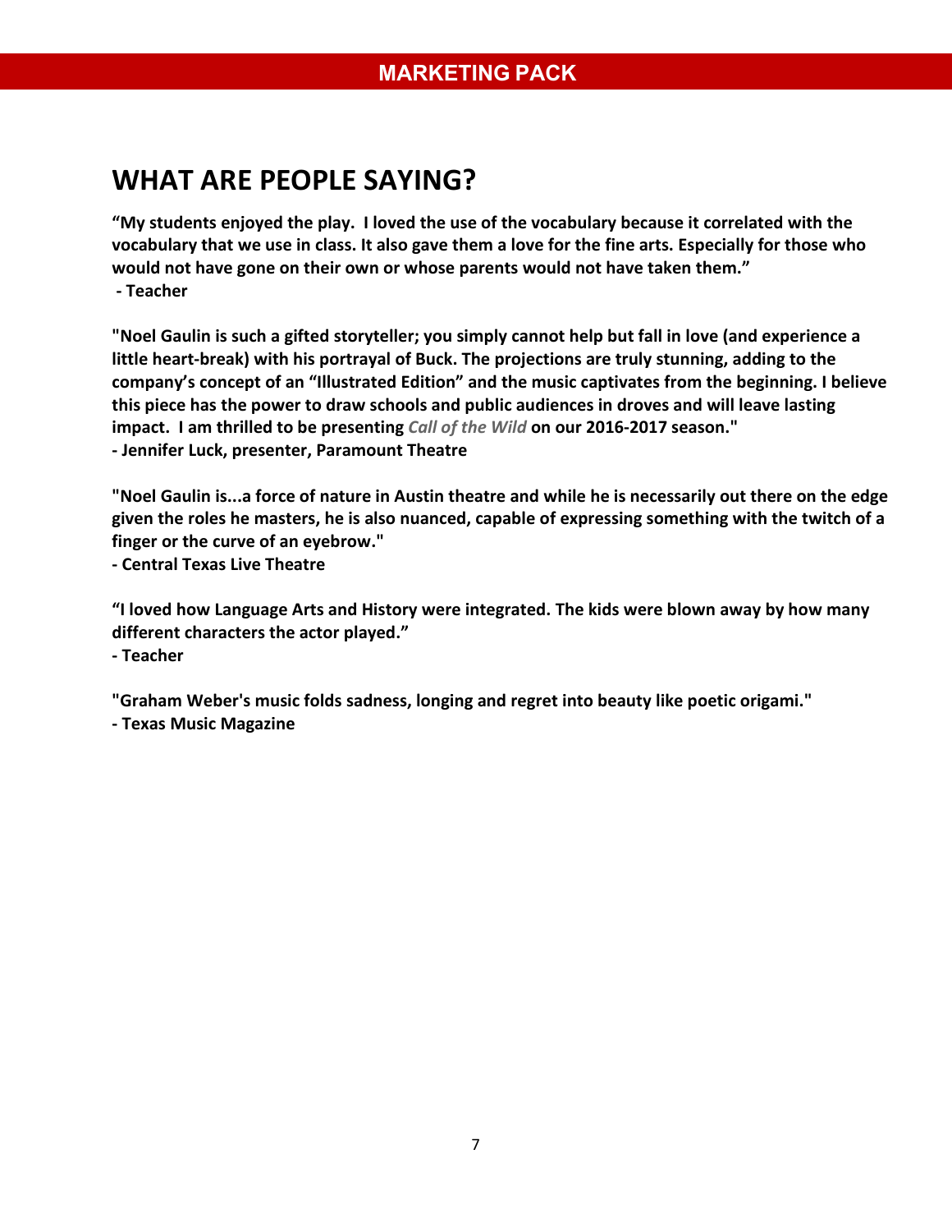# WHAT ARE PEOPLE SAYING?

**“My students enjoyed the play. I loved the use of the vocabulary because it correlated with the vocabulary that we use in class. It also gave them a love for the fine arts. Especially for those who would not have gone on their own or whose parents would not have taken them.”**
**- Teacher**

**"Noel Gaulin is such a gifted storyteller; you simply cannot help but fall in love (and experience a little heart-break) with his portrayal of Buck. The projections are truly stunning, adding to the company’s concept of an “Illustrated Edition” and the music captivates from the beginning. I believe this piece has the power to draw schools and public audiences in droves and will leave lasting impact. I am thrilled to be presenting *Call of the Wild* on our 2016-2017 season."**
**- Jennifer Luck, presenter, Paramount Theatre**

**"Noel Gaulin is...a force of nature in Austin theatre and while he is necessarily out there on the edge given the roles he masters, he is also nuanced, capable of expressing something with the twitch of a finger or the curve of an eyebrow."**
**- Central Texas Live Theatre**

**“I loved how Language Arts and History were integrated. The kids were blown away by how many different characters the actor played.”**
**- Teacher**

**"Graham Weber's music folds sadness, longing and regret into beauty like poetic origami."**
**- Texas Music Magazine**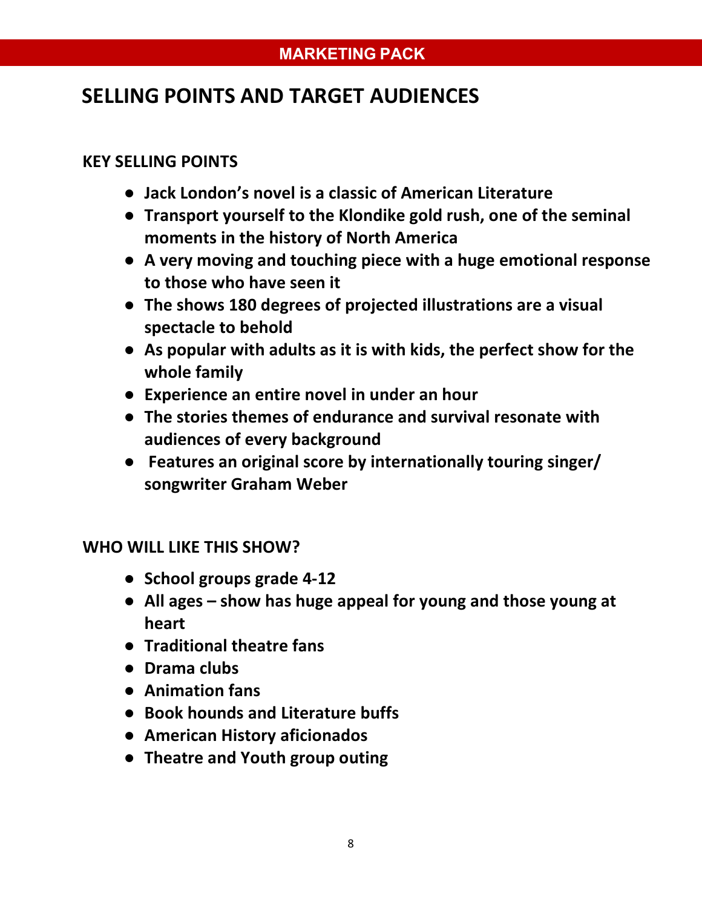MARKETING PACK

# SELLING POINTS AND TARGET AUDIENCES

## KEY SELLING POINTS

- **Jack London's novel is a classic of American Literature**
- **Transport yourself to the Klondike gold rush, one of the seminal moments in the history of North America**
- **A very moving and touching piece with a huge emotional response to those who have seen it**
- **The shows 180 degrees of projected illustrations are a visual spectacle to behold**
- **As popular with adults as it is with kids, the perfect show for the whole family**
- **Experience an entire novel in under an hour**
- **The stories themes of endurance and survival resonate with audiences of every background**
- **Features an original score by internationally touring singer/ songwriter Graham Weber**

## WHO WILL LIKE THIS SHOW?

- **School groups grade 4-12**
- **All ages – show has huge appeal for young and those young at heart**
- **Traditional theatre fans**
- **Drama clubs**
- **Animation fans**
- **Book hounds and Literature buffs**
- **American History aficionados**
- **Theatre and Youth group outing**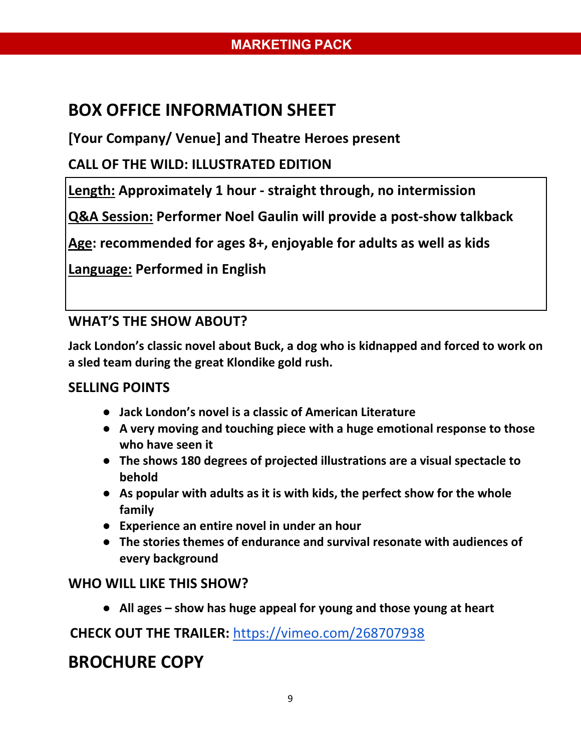**MARKETING PACK**

# BOX OFFICE INFORMATION SHEET

**[Your Company/ Venue] and Theatre Heroes present**

**CALL OF THE WILD: ILLUSTRATED EDITION**

**Length:** **Approximately 1 hour - straight through, no intermission**

**Q&A Session:** **Performer Noel Gaulin will provide a post-show talkback**

**Age:** **recommended for ages 8+, enjoyable for adults as well as kids**

**Language:** **Performed in English**

## WHAT'S THE SHOW ABOUT?

**Jack London's classic novel about Buck, a dog who is kidnapped and forced to work on a sled team during the great Klondike gold rush.**

## SELLING POINTS

- **Jack London's novel is a classic of American Literature**
- **A very moving and touching piece with a huge emotional response to those who have seen it**
- **The shows 180 degrees of projected illustrations are a visual spectacle to behold**
- **As popular with adults as it is with kids, the perfect show for the whole family**
- **Experience an entire novel in under an hour**
- **The stories themes of endurance and survival resonate with audiences of every background**

## WHO WILL LIKE THIS SHOW?

- **All ages – show has huge appeal for young and those young at heart**

**CHECK OUT THE TRAILER:** https://vimeo.com/268707938

# BROCHURE COPY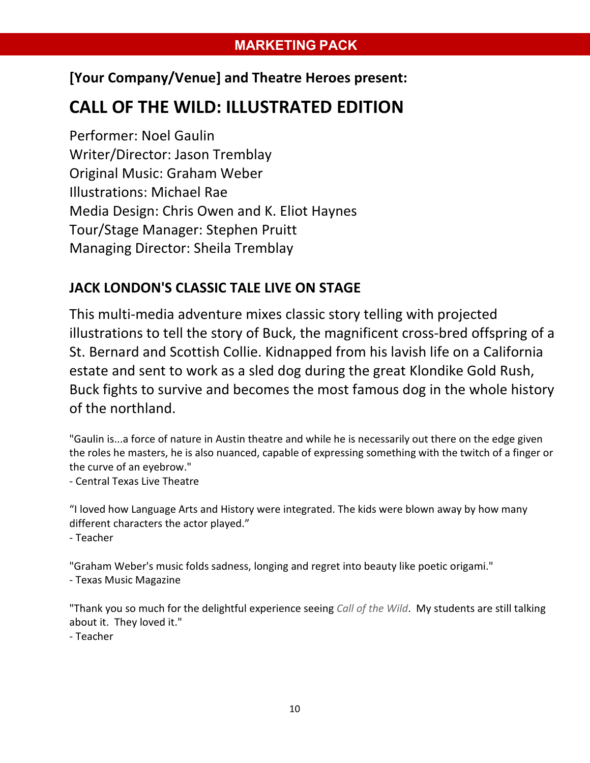## MARKETING PACK

**[Your Company/Venue] and Theatre Heroes present:**

# CALL OF THE WILD: ILLUSTRATED EDITION

Performer: Noel Gaulin
Writer/Director: Jason Tremblay
Original Music: Graham Weber
Illustrations: Michael Rae
Media Design: Chris Owen and K. Eliot Haynes
Tour/Stage Manager: Stephen Pruitt
Managing Director: Sheila Tremblay

## JACK LONDON'S CLASSIC TALE LIVE ON STAGE

This multi-media adventure mixes classic story telling with projected illustrations to tell the story of Buck, the magnificent cross-bred offspring of a St. Bernard and Scottish Collie. Kidnapped from his lavish life on a California estate and sent to work as a sled dog during the great Klondike Gold Rush, Buck fights to survive and becomes the most famous dog in the whole history of the northland.

"Gaulin is...a force of nature in Austin theatre and while he is necessarily out there on the edge given the roles he masters, he is also nuanced, capable of expressing something with the twitch of a finger or the curve of an eyebrow."
- Central Texas Live Theatre

"I loved how Language Arts and History were integrated. The kids were blown away by how many different characters the actor played."
- Teacher

"Graham Weber's music folds sadness, longing and regret into beauty like poetic origami."
- Texas Music Magazine

"Thank you so much for the delightful experience seeing *Call of the Wild*. My students are still talking about it. They loved it."
- Teacher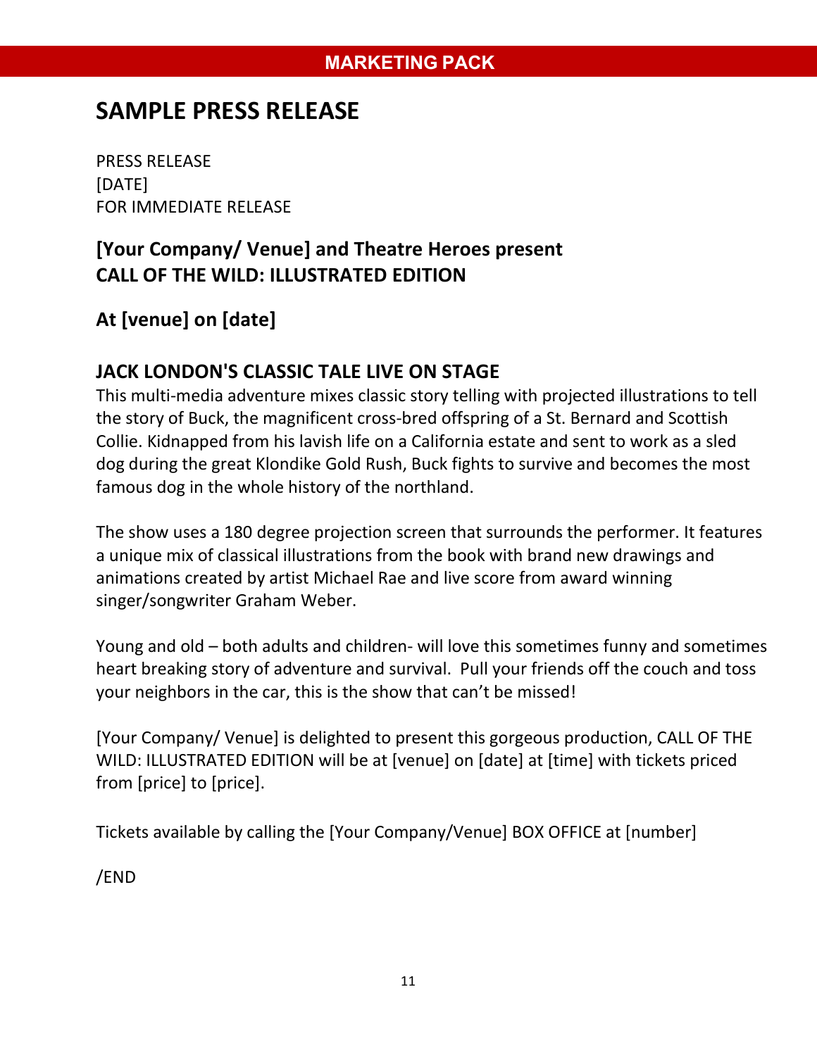MARKETING PACK

# SAMPLE PRESS RELEASE

PRESS RELEASE
[DATE]
FOR IMMEDIATE RELEASE

## [Your Company/ Venue] and Theatre Heroes present CALL OF THE WILD: ILLUSTRATED EDITION

## At [venue] on [date]

### JACK LONDON'S CLASSIC TALE LIVE ON STAGE

This multi-media adventure mixes classic story telling with projected illustrations to tell the story of Buck, the magnificent cross-bred offspring of a St. Bernard and Scottish Collie. Kidnapped from his lavish life on a California estate and sent to work as a sled dog during the great Klondike Gold Rush, Buck fights to survive and becomes the most famous dog in the whole history of the northland.

The show uses a 180 degree projection screen that surrounds the performer. It features a unique mix of classical illustrations from the book with brand new drawings and animations created by artist Michael Rae and live score from award winning singer/songwriter Graham Weber.

Young and old – both adults and children- will love this sometimes funny and sometimes heart breaking story of adventure and survival. Pull your friends off the couch and toss your neighbors in the car, this is the show that can't be missed!

[Your Company/ Venue] is delighted to present this gorgeous production, CALL OF THE WILD: ILLUSTRATED EDITION will be at [venue] on [date] at [time] with tickets priced from [price] to [price].

Tickets available by calling the [Your Company/Venue] BOX OFFICE at [number]

/END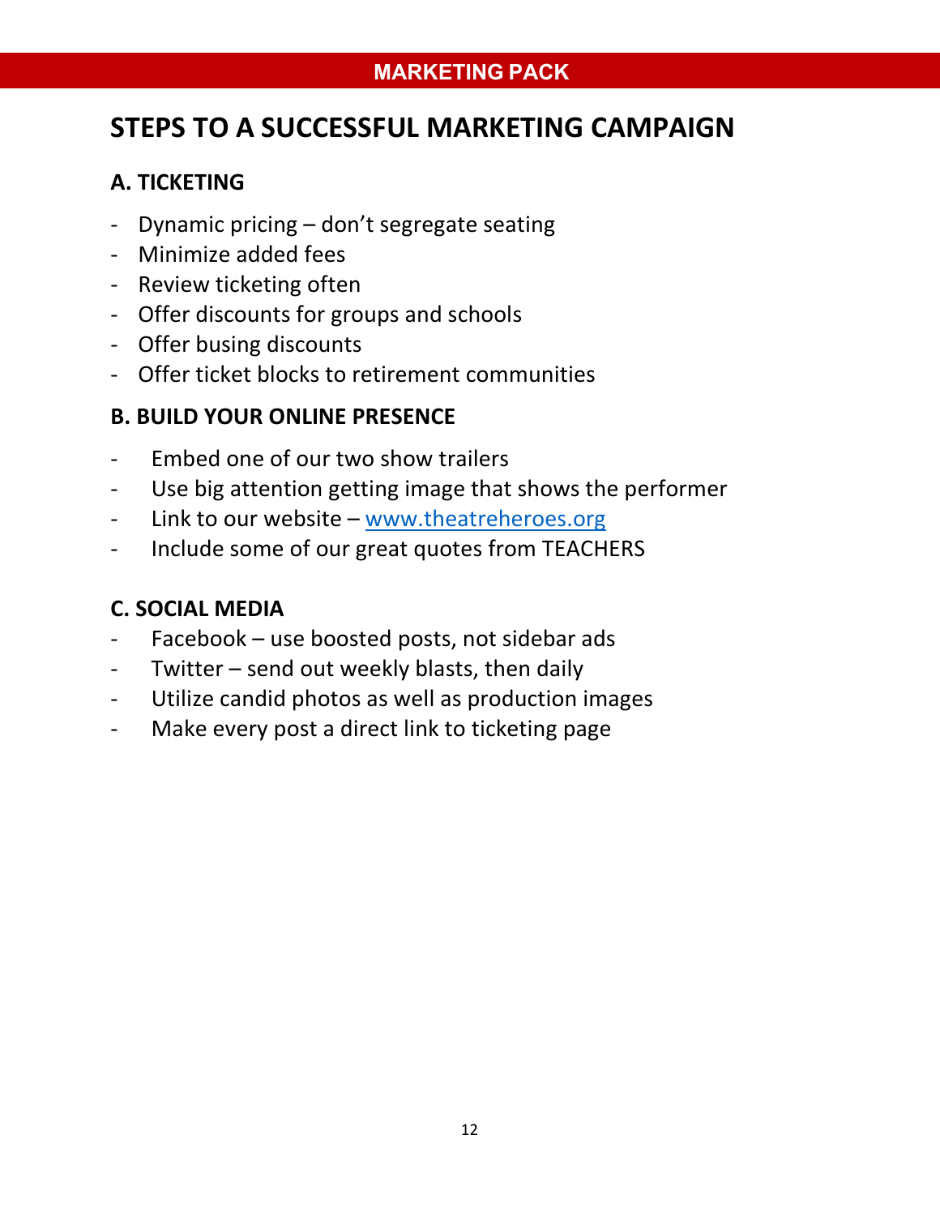# STEPS TO A SUCCESSFUL MARKETING CAMPAIGN

## A. TICKETING

- Dynamic pricing – don't segregate seating
- Minimize added fees
- Review ticketing often
- Offer discounts for groups and schools
- Offer busing discounts
- Offer ticket blocks to retirement communities

## B. BUILD YOUR ONLINE PRESENCE

- Embed one of our two show trailers
- Use big attention getting image that shows the performer
- Link to our website – [www.theatreheroes.org](http://www.theatreheroes.org)
- Include some of our great quotes from TEACHERS

## C. SOCIAL MEDIA

- Facebook – use boosted posts, not sidebar ads
- Twitter – send out weekly blasts, then daily
- Utilize candid photos as well as production images
- Make every post a direct link to ticketing page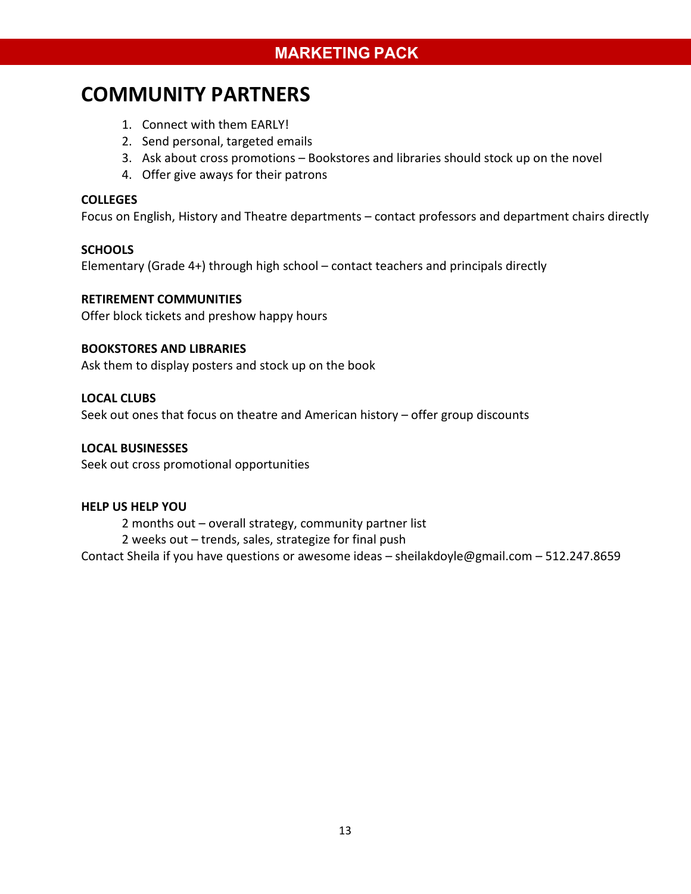# COMMUNITY PARTNERS

1. Connect with them EARLY!
2. Send personal, targeted emails
3. Ask about cross promotions – Bookstores and libraries should stock up on the novel
4. Offer give aways for their patrons

**COLLEGES**
Focus on English, History and Theatre departments – contact professors and department chairs directly

**SCHOOLS**
Elementary (Grade 4+) through high school – contact teachers and principals directly

**RETIREMENT COMMUNITIES**
Offer block tickets and preshow happy hours

**BOOKSTORES AND LIBRARIES**
Ask them to display posters and stock up on the book

**LOCAL CLUBS**
Seek out ones that focus on theatre and American history – offer group discounts

**LOCAL BUSINESSES**
Seek out cross promotional opportunities

**HELP US HELP YOU**

2 months out – overall strategy, community partner list

2 weeks out – trends, sales, strategize for final push

Contact Sheila if you have questions or awesome ideas – sheilakdoyle@gmail.com – 512.247.8659